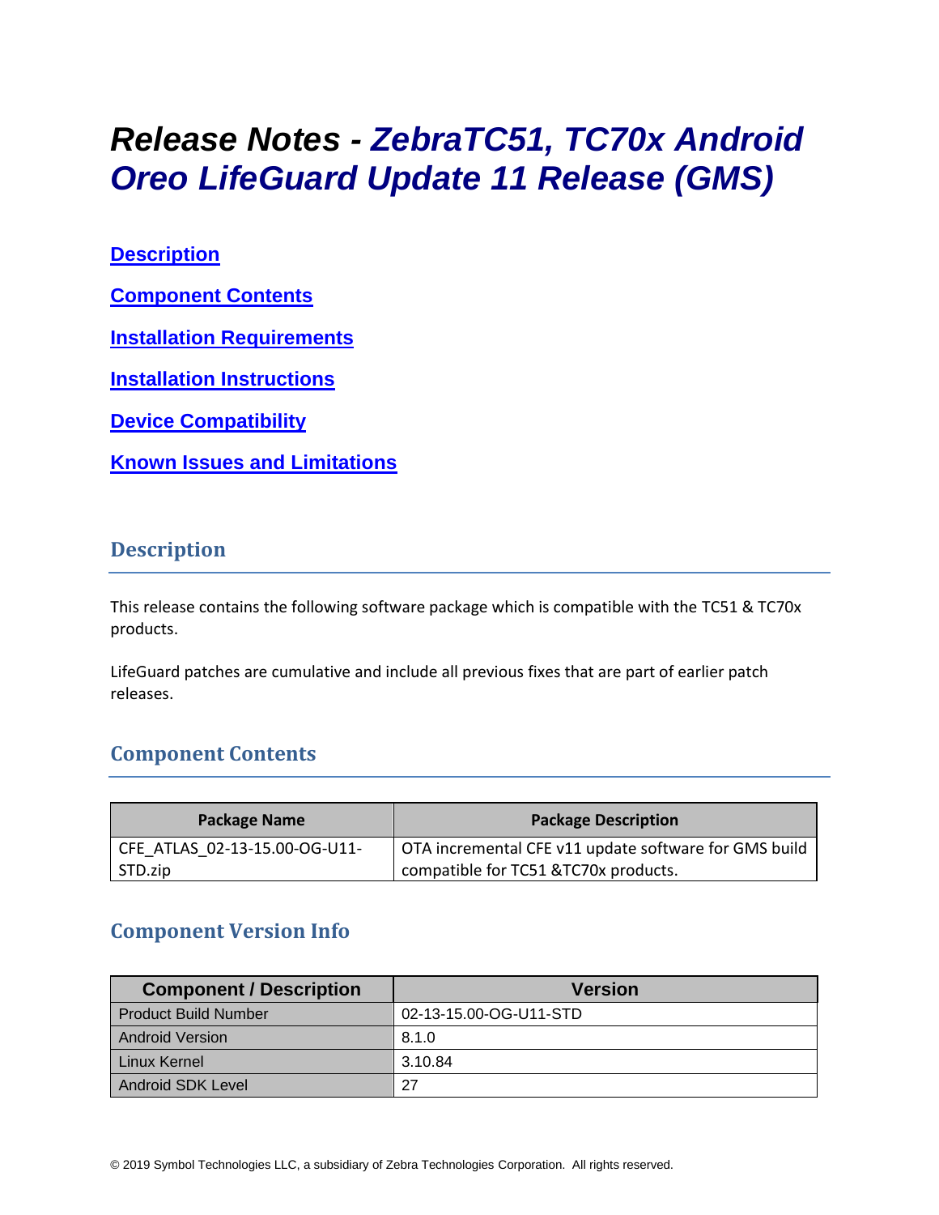# Release Notes - ZebraTC51, TC70x Android Oreo LifeGuard Update 11 Release (GMS)

**Description**

**Component Contents**

**Installation Requirements**

**Installation Instructions**

**Device Compatibility**

**Known Issues and Limitations**

## Description

This release contains the following software package which is compatible with the TC51 & TC70x products.

LifeGuard patches are cumulative and include all previous fixes that are part of earlier patch releases.

## Component Contents

| Package Name | Package Description |
| --- | --- |
| CFE_ATLAS_02-13-15.00-OG-U11-STD.zip | OTA incremental CFE v11 update software for GMS build compatible for TC51 &TC70x products. |

## Component Version Info

| Component / Description | Version |
| --- | --- |
| Product Build Number | 02-13-15.00-OG-U11-STD |
| Android Version | 8.1.0 |
| Linux Kernel | 3.10.84 |
| Android SDK Level | 27 |

© 2019 Symbol Technologies LLC, a subsidiary of Zebra Technologies Corporation. All rights reserved.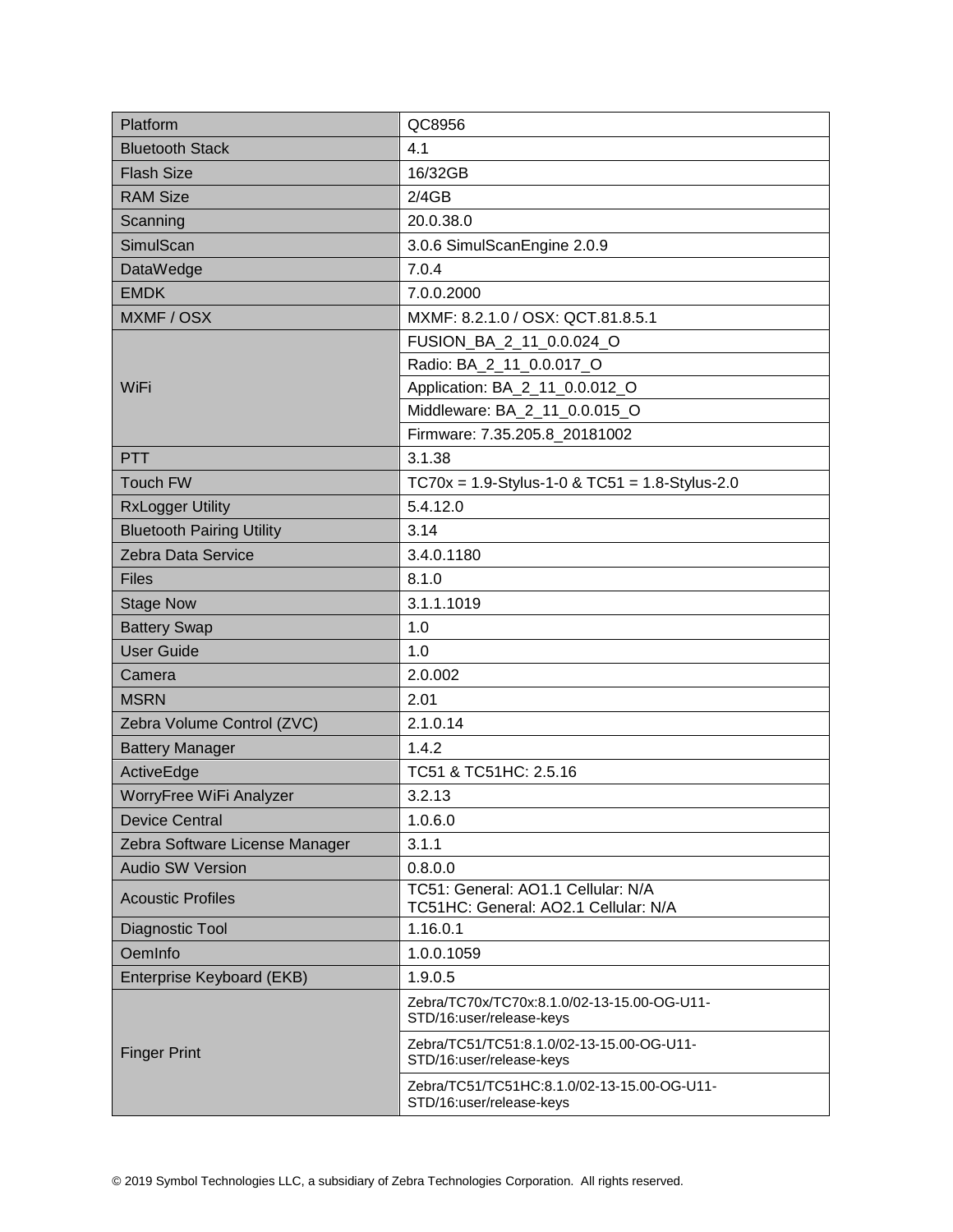| Platform | QC8956 |
|---|---|
| Bluetooth Stack | 4.1 |
| Flash Size | 16/32GB |
| RAM Size | 2/4GB |
| Scanning | 20.0.38.0 |
| SimulScan | 3.0.6 SimulScanEngine 2.0.9 |
| DataWedge | 7.0.4 |
| EMDK | 7.0.0.2000 |
| MXMF / OSX | MXMF: 8.2.1.0 / OSX: QCT.81.8.5.1 |
| WiFi | FUSION_BA_2_11_0.0.024_O |
| | Radio: BA_2_11_0.0.017_O |
| | Application: BA_2_11_0.0.012_O |
| | Middleware: BA_2_11_0.0.015_O |
| | Firmware: 7.35.205.8_20181002 |
| PTT | 3.1.38 |
| Touch FW | TC70x = 1.9-Stylus-1-0 & TC51 = 1.8-Stylus-2.0 |
| RxLogger Utility | 5.4.12.0 |
| Bluetooth Pairing Utility | 3.14 |
| Zebra Data Service | 3.4.0.1180 |
| Files | 8.1.0 |
| Stage Now | 3.1.1.1019 |
| Battery Swap | 1.0 |
| User Guide | 1.0 |
| Camera | 2.0.002 |
| MSRN | 2.01 |
| Zebra Volume Control (ZVC) | 2.1.0.14 |
| Battery Manager | 1.4.2 |
| ActiveEdge | TC51 & TC51HC: 2.5.16 |
| WorryFree WiFi Analyzer | 3.2.13 |
| Device Central | 1.0.6.0 |
| Zebra Software License Manager | 3.1.1 |
| Audio SW Version | 0.8.0.0 |
| Acoustic Profiles | TC51: General: AO1.1 Cellular: N/A<br>TC51HC: General: AO2.1 Cellular: N/A |
| Diagnostic Tool | 1.16.0.1 |
| OemInfo | 1.0.0.1059 |
| Enterprise Keyboard (EKB) | 1.9.0.5 |
| Finger Print | Zebra/TC70x/TC70x:8.1.0/02-13-15.00-OG-U11-STD/16:user/release-keys |
| | Zebra/TC51/TC51:8.1.0/02-13-15.00-OG-U11-STD/16:user/release-keys |
| | Zebra/TC51/TC51HC:8.1.0/02-13-15.00-OG-U11-STD/16:user/release-keys |

© 2019 Symbol Technologies LLC, a subsidiary of Zebra Technologies Corporation. All rights reserved.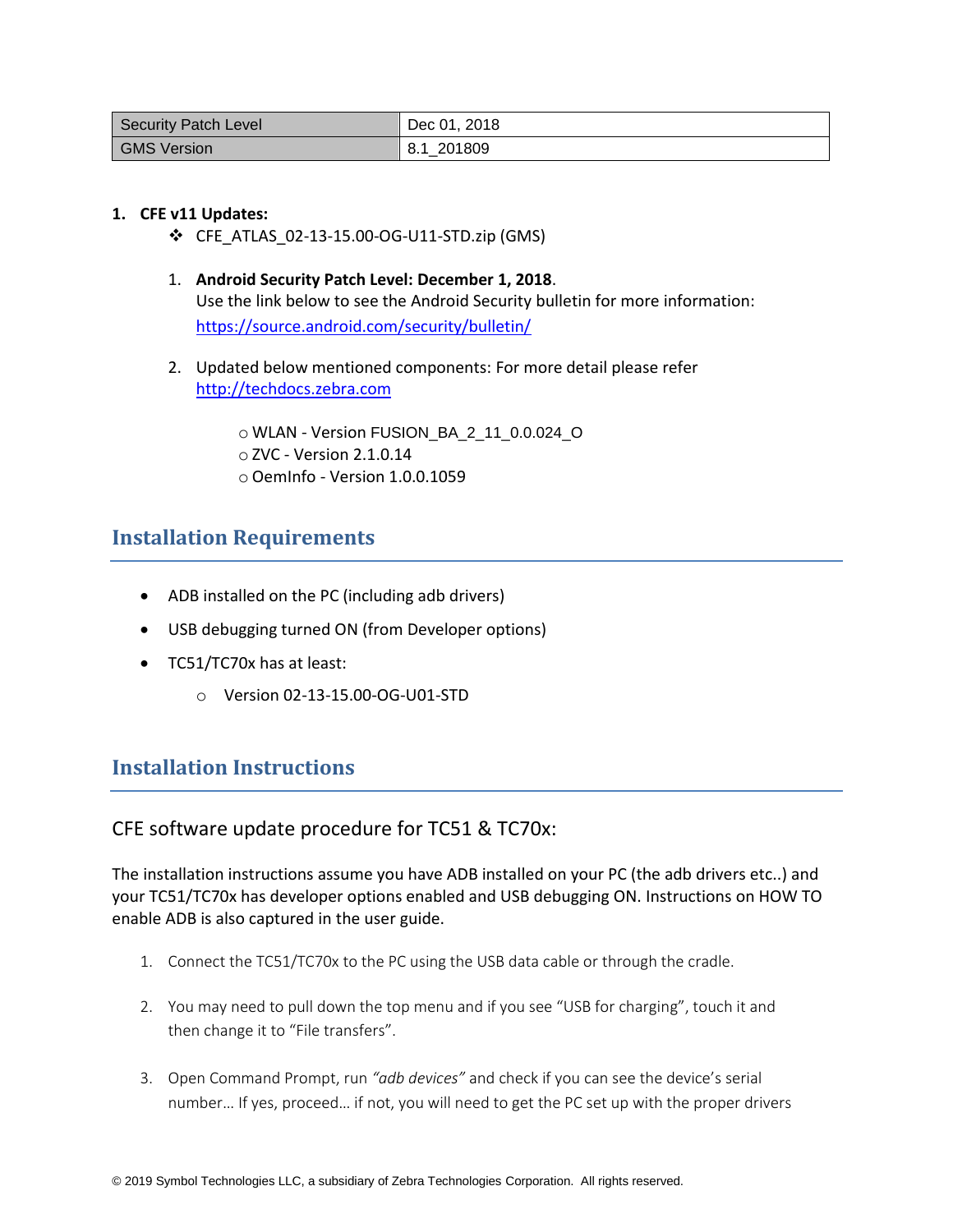| Security Patch Level | Dec 01, 2018 |
| --- | --- |
| GMS Version | 8.1_201809 |

1. **CFE v11 Updates:**
   - ❖ CFE_ATLAS_02-13-15.00-OG-U11-STD.zip (GMS)

   1. **Android Security Patch Level: December 1, 2018**.
      Use the link below to see the Android Security bulletin for more information: https://source.android.com/security/bulletin/

   2. Updated below mentioned components: For more detail please refer http://techdocs.zebra.com

      - WLAN - Version FUSION_BA_2_11_0.0.024_O
      - ZVC - Version 2.1.0.14
      - OemInfo - Version 1.0.0.1059

## Installation Requirements

- ADB installed on the PC (including adb drivers)
- USB debugging turned ON (from Developer options)
- TC51/TC70x has at least:
  - Version 02-13-15.00-OG-U01-STD

## Installation Instructions

### CFE software update procedure for TC51 & TC70x:

The installation instructions assume you have ADB installed on your PC (the adb drivers etc..) and your TC51/TC70x has developer options enabled and USB debugging ON. Instructions on HOW TO enable ADB is also captured in the user guide.

1. Connect the TC51/TC70x to the PC using the USB data cable or through the cradle.

2. You may need to pull down the top menu and if you see "USB for charging", touch it and then change it to "File transfers".

3. Open Command Prompt, run *"adb devices"* and check if you can see the device's serial number… If yes, proceed… if not, you will need to get the PC set up with the proper drivers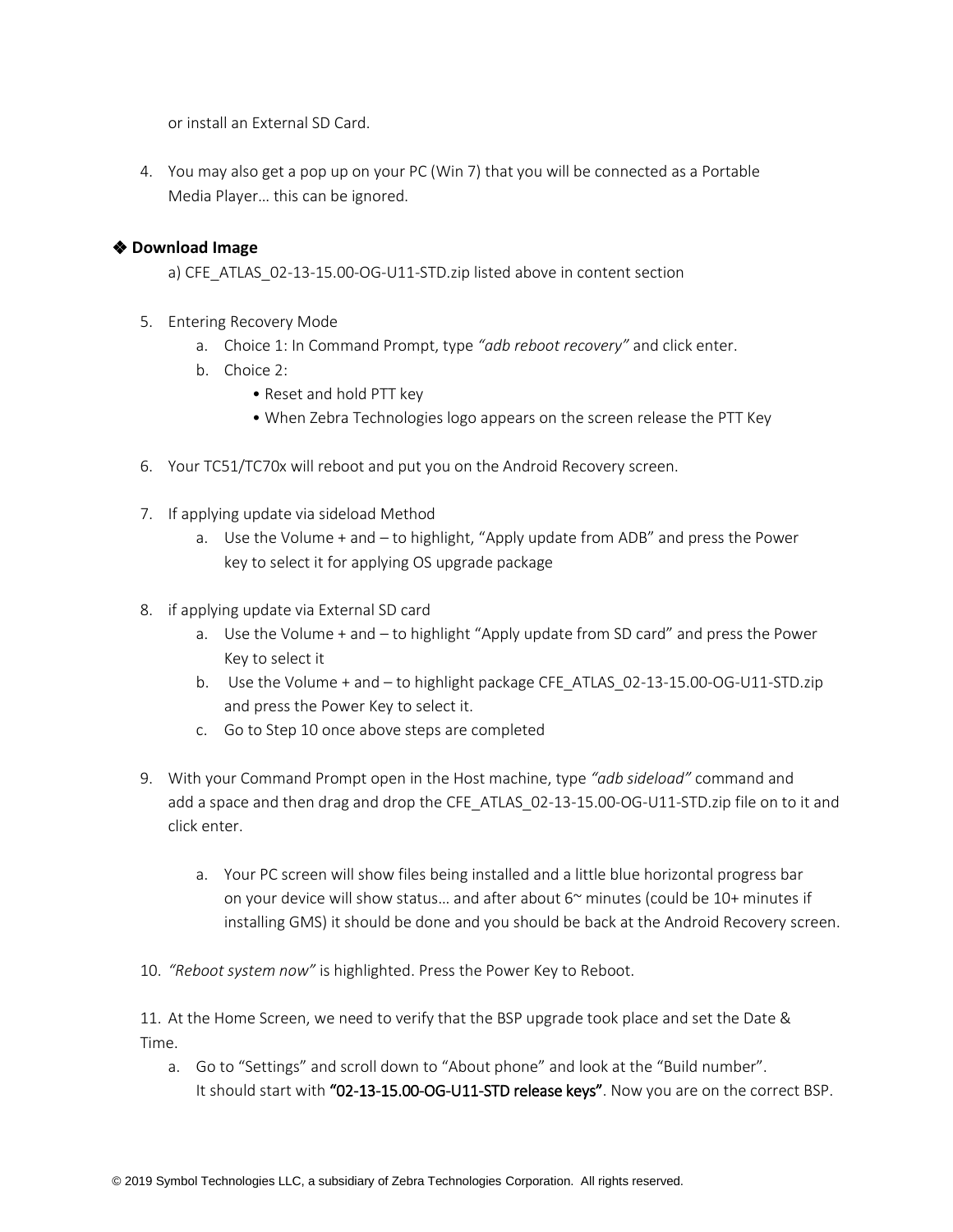or install an External SD Card.

4. You may also get a pop up on your PC (Win 7) that you will be connected as a Portable Media Player… this can be ignored.

## ❖ Download Image

a) CFE_ATLAS_02-13-15.00-OG-U11-STD.zip listed above in content section

5. Entering Recovery Mode
   a. Choice 1: In Command Prompt, type *"adb reboot recovery"* and click enter.
   b. Choice 2:
      - Reset and hold PTT key
      - When Zebra Technologies logo appears on the screen release the PTT Key

6. Your TC51/TC70x will reboot and put you on the Android Recovery screen.

7. If applying update via sideload Method
   a. Use the Volume + and – to highlight, "Apply update from ADB" and press the Power key to select it for applying OS upgrade package

8. if applying update via External SD card
   a. Use the Volume + and – to highlight "Apply update from SD card" and press the Power Key to select it
   b. Use the Volume + and – to highlight package CFE_ATLAS_02-13-15.00-OG-U11-STD.zip and press the Power Key to select it.
   c. Go to Step 10 once above steps are completed

9. With your Command Prompt open in the Host machine, type *"adb sideload"* command and add a space and then drag and drop the CFE_ATLAS_02-13-15.00-OG-U11-STD.zip file on to it and click enter.

   a. Your PC screen will show files being installed and a little blue horizontal progress bar on your device will show status… and after about 6~ minutes (could be 10+ minutes if installing GMS) it should be done and you should be back at the Android Recovery screen.

10. *"Reboot system now"* is highlighted. Press the Power Key to Reboot.

11. At the Home Screen, we need to verify that the BSP upgrade took place and set the Date & Time.
    a. Go to "Settings" and scroll down to "About phone" and look at the "Build number". It should start with **"02-13-15.00-OG-U11-STD release keys"**. Now you are on the correct BSP.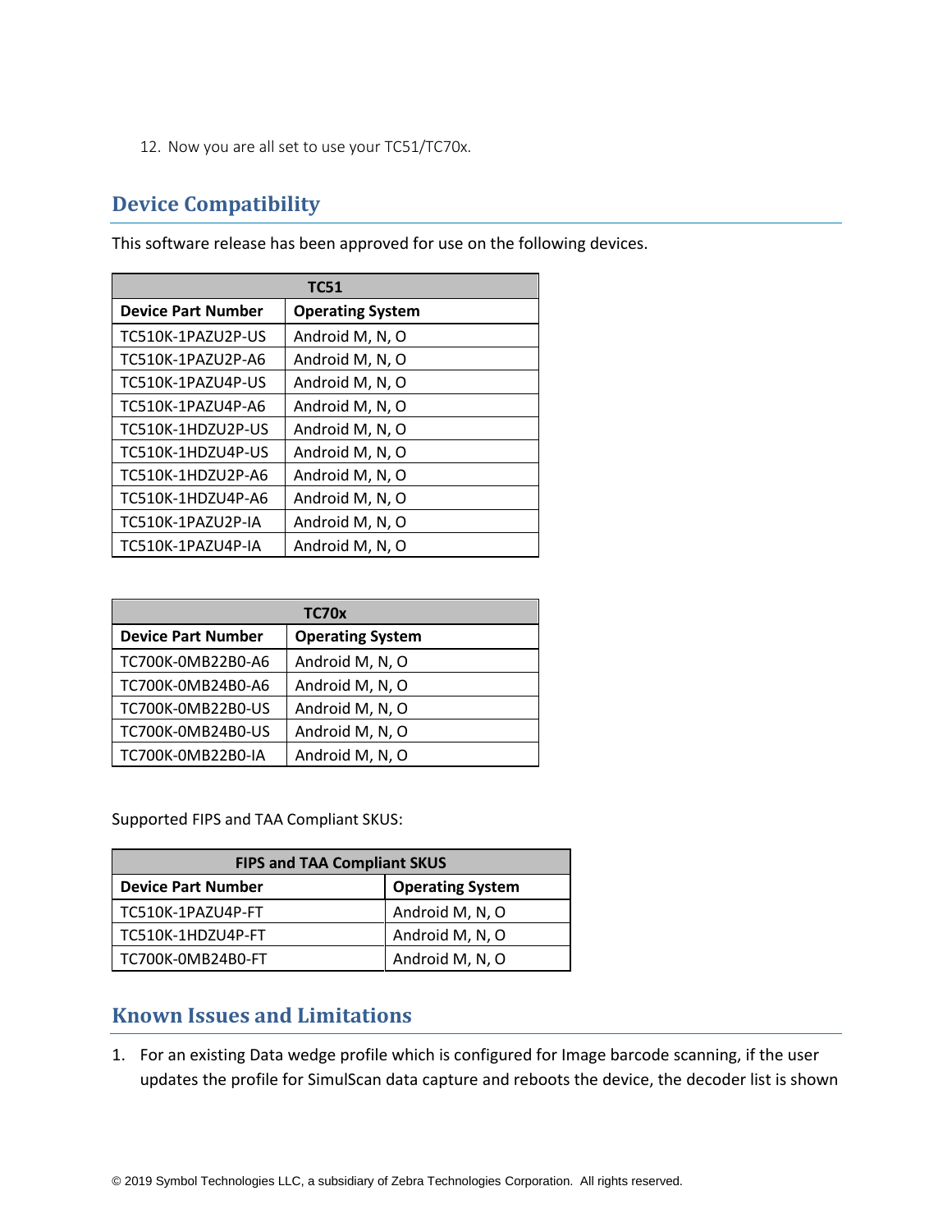12. Now you are all set to use your TC51/TC70x.

## Device Compatibility

This software release has been approved for use on the following devices.

| TC51 | |
|---|---|
| **Device Part Number** | **Operating System** |
| TC510K-1PAZU2P-US | Android M, N, O |
| TC510K-1PAZU2P-A6 | Android M, N, O |
| TC510K-1PAZU4P-US | Android M, N, O |
| TC510K-1PAZU4P-A6 | Android M, N, O |
| TC510K-1HDZU2P-US | Android M, N, O |
| TC510K-1HDZU4P-US | Android M, N, O |
| TC510K-1HDZU2P-A6 | Android M, N, O |
| TC510K-1HDZU4P-A6 | Android M, N, O |
| TC510K-1PAZU2P-IA | Android M, N, O |
| TC510K-1PAZU4P-IA | Android M, N, O |

| TC70x | |
|---|---|
| **Device Part Number** | **Operating System** |
| TC700K-0MB22B0-A6 | Android M, N, O |
| TC700K-0MB24B0-A6 | Android M, N, O |
| TC700K-0MB22B0-US | Android M, N, O |
| TC700K-0MB24B0-US | Android M, N, O |
| TC700K-0MB22B0-IA | Android M, N, O |

Supported FIPS and TAA Compliant SKUS:

| FIPS and TAA Compliant SKUS | |
|---|---|
| **Device Part Number** | **Operating System** |
| TC510K-1PAZU4P-FT | Android M, N, O |
| TC510K-1HDZU4P-FT | Android M, N, O |
| TC700K-0MB24B0-FT | Android M, N, O |

## Known Issues and Limitations

1. For an existing Data wedge profile which is configured for Image barcode scanning, if the user updates the profile for SimulScan data capture and reboots the device, the decoder list is shown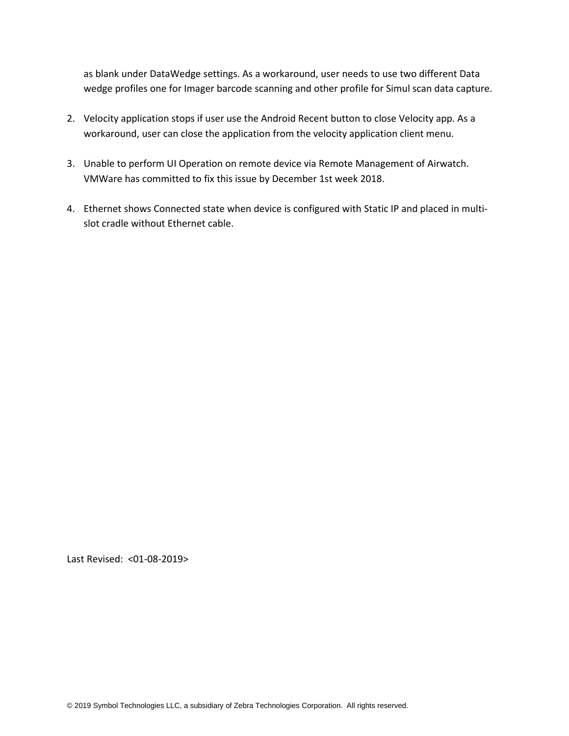as blank under DataWedge settings. As a workaround, user needs to use two different Data wedge profiles one for Imager barcode scanning and other profile for Simul scan data capture.

2. Velocity application stops if user use the Android Recent button to close Velocity app. As a workaround, user can close the application from the velocity application client menu.

3. Unable to perform UI Operation on remote device via Remote Management of Airwatch. VMWare has committed to fix this issue by December 1st week 2018.

4. Ethernet shows Connected state when device is configured with Static IP and placed in multi-slot cradle without Ethernet cable.

Last Revised: <01-08-2019>

© 2019 Symbol Technologies LLC, a subsidiary of Zebra Technologies Corporation. All rights reserved.